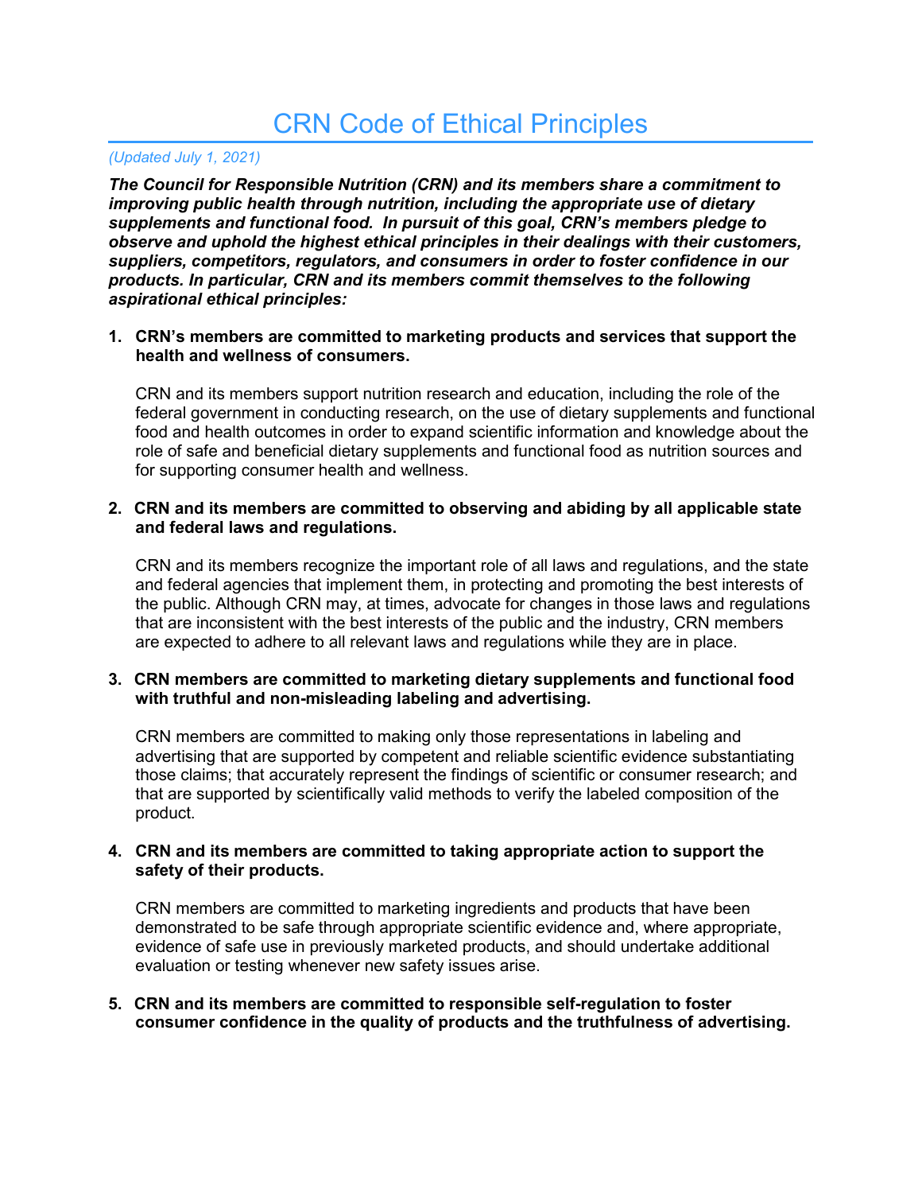# CRN Code of Ethical Principles

*(Updated July 1, 2021)*

***The Council for Responsible Nutrition (CRN) and its members share a commitment to improving public health through nutrition, including the appropriate use of dietary supplements and functional food. In pursuit of this goal, CRN's members pledge to observe and uphold the highest ethical principles in their dealings with their customers, suppliers, competitors, regulators, and consumers in order to foster confidence in our products. In particular, CRN and its members commit themselves to the following aspirational ethical principles:***

1. **CRN's members are committed to marketing products and services that support the health and wellness of consumers.**

   CRN and its members support nutrition research and education, including the role of the federal government in conducting research, on the use of dietary supplements and functional food and health outcomes in order to expand scientific information and knowledge about the role of safe and beneficial dietary supplements and functional food as nutrition sources and for supporting consumer health and wellness.

2. **CRN and its members are committed to observing and abiding by all applicable state and federal laws and regulations.**

   CRN and its members recognize the important role of all laws and regulations, and the state and federal agencies that implement them, in protecting and promoting the best interests of the public. Although CRN may, at times, advocate for changes in those laws and regulations that are inconsistent with the best interests of the public and the industry, CRN members are expected to adhere to all relevant laws and regulations while they are in place.

3. **CRN members are committed to marketing dietary supplements and functional food with truthful and non-misleading labeling and advertising.**

   CRN members are committed to making only those representations in labeling and advertising that are supported by competent and reliable scientific evidence substantiating those claims; that accurately represent the findings of scientific or consumer research; and that are supported by scientifically valid methods to verify the labeled composition of the product.

4. **CRN and its members are committed to taking appropriate action to support the safety of their products.**

   CRN members are committed to marketing ingredients and products that have been demonstrated to be safe through appropriate scientific evidence and, where appropriate, evidence of safe use in previously marketed products, and should undertake additional evaluation or testing whenever new safety issues arise.

5. **CRN and its members are committed to responsible self-regulation to foster consumer confidence in the quality of products and the truthfulness of advertising.**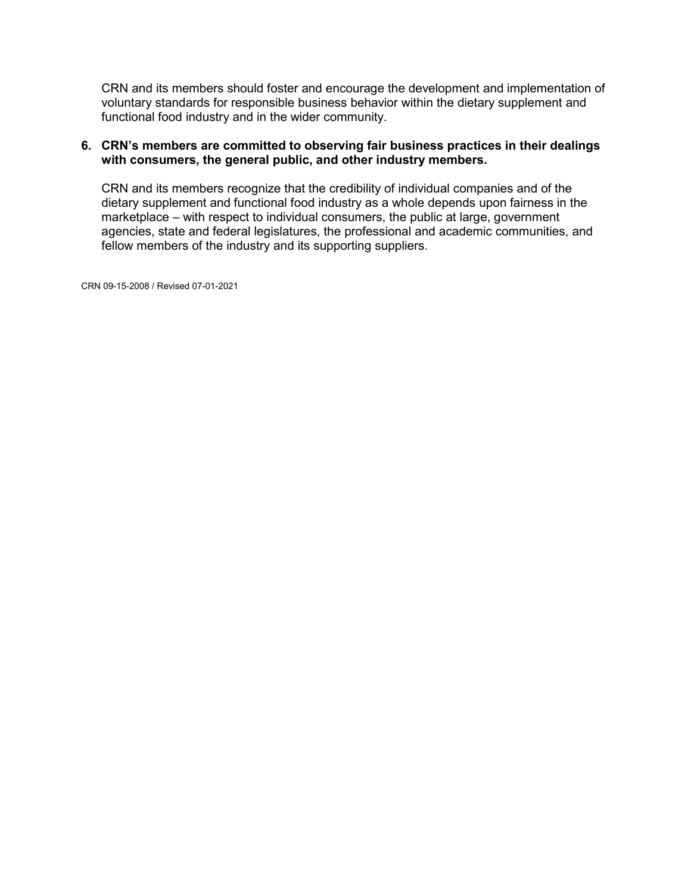CRN and its members should foster and encourage the development and implementation of voluntary standards for responsible business behavior within the dietary supplement and functional food industry and in the wider community.

6. **CRN's members are committed to observing fair business practices in their dealings with consumers, the general public, and other industry members.**

   CRN and its members recognize that the credibility of individual companies and of the dietary supplement and functional food industry as a whole depends upon fairness in the marketplace – with respect to individual consumers, the public at large, government agencies, state and federal legislatures, the professional and academic communities, and fellow members of the industry and its supporting suppliers.

CRN 09-15-2008 / Revised 07-01-2021